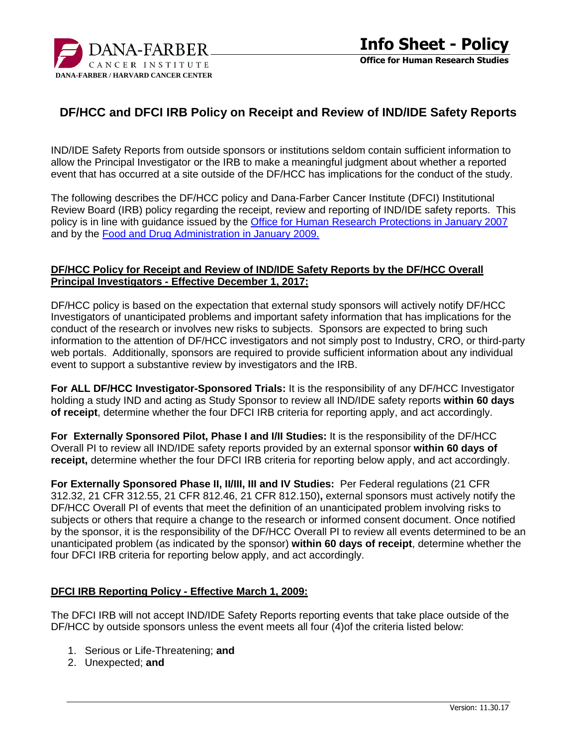DANA-FARBER CANCER INSTITUTE
DANA-FARBER / HARVARD CANCER CENTER

**Info Sheet - Policy**

**Office for Human Research Studies**

# DF/HCC and DFCI IRB Policy on Receipt and Review of IND/IDE Safety Reports

IND/IDE Safety Reports from outside sponsors or institutions seldom contain sufficient information to allow the Principal Investigator or the IRB to make a meaningful judgment about whether a reported event that has occurred at a site outside of the DF/HCC has implications for the conduct of the study.

The following describes the DF/HCC policy and Dana-Farber Cancer Institute (DFCI) Institutional Review Board (IRB) policy regarding the receipt, review and reporting of IND/IDE safety reports. This policy is in line with guidance issued by the Office for Human Research Protections in January 2007 and by the Food and Drug Administration in January 2009.

## DF/HCC Policy for Receipt and Review of IND/IDE Safety Reports by the DF/HCC Overall Principal Investigators - Effective December 1, 2017:

DF/HCC policy is based on the expectation that external study sponsors will actively notify DF/HCC Investigators of unanticipated problems and important safety information that has implications for the conduct of the research or involves new risks to subjects. Sponsors are expected to bring such information to the attention of DF/HCC investigators and not simply post to Industry, CRO, or third-party web portals. Additionally, sponsors are required to provide sufficient information about any individual event to support a substantive review by investigators and the IRB.

**For ALL DF/HCC Investigator-Sponsored Trials:** It is the responsibility of any DF/HCC Investigator holding a study IND and acting as Study Sponsor to review all IND/IDE safety reports **within 60 days of receipt**, determine whether the four DFCI IRB criteria for reporting apply, and act accordingly.

**For Externally Sponsored Pilot, Phase I and I/II Studies:** It is the responsibility of the DF/HCC Overall PI to review all IND/IDE safety reports provided by an external sponsor **within 60 days of receipt,** determine whether the four DFCI IRB criteria for reporting below apply, and act accordingly.

**For Externally Sponsored Phase II, II/III, III and IV Studies:** Per Federal regulations (21 CFR 312.32, 21 CFR 312.55, 21 CFR 812.46, 21 CFR 812.150)**,** external sponsors must actively notify the DF/HCC Overall PI of events that meet the definition of an unanticipated problem involving risks to subjects or others that require a change to the research or informed consent document. Once notified by the sponsor, it is the responsibility of the DF/HCC Overall PI to review all events determined to be an unanticipated problem (as indicated by the sponsor) **within 60 days of receipt**, determine whether the four DFCI IRB criteria for reporting below apply, and act accordingly.

## DFCI IRB Reporting Policy - Effective March 1, 2009:

The DFCI IRB will not accept IND/IDE Safety Reports reporting events that take place outside of the DF/HCC by outside sponsors unless the event meets all four (4)of the criteria listed below:

1. Serious or Life-Threatening; **and**
2. Unexpected; **and**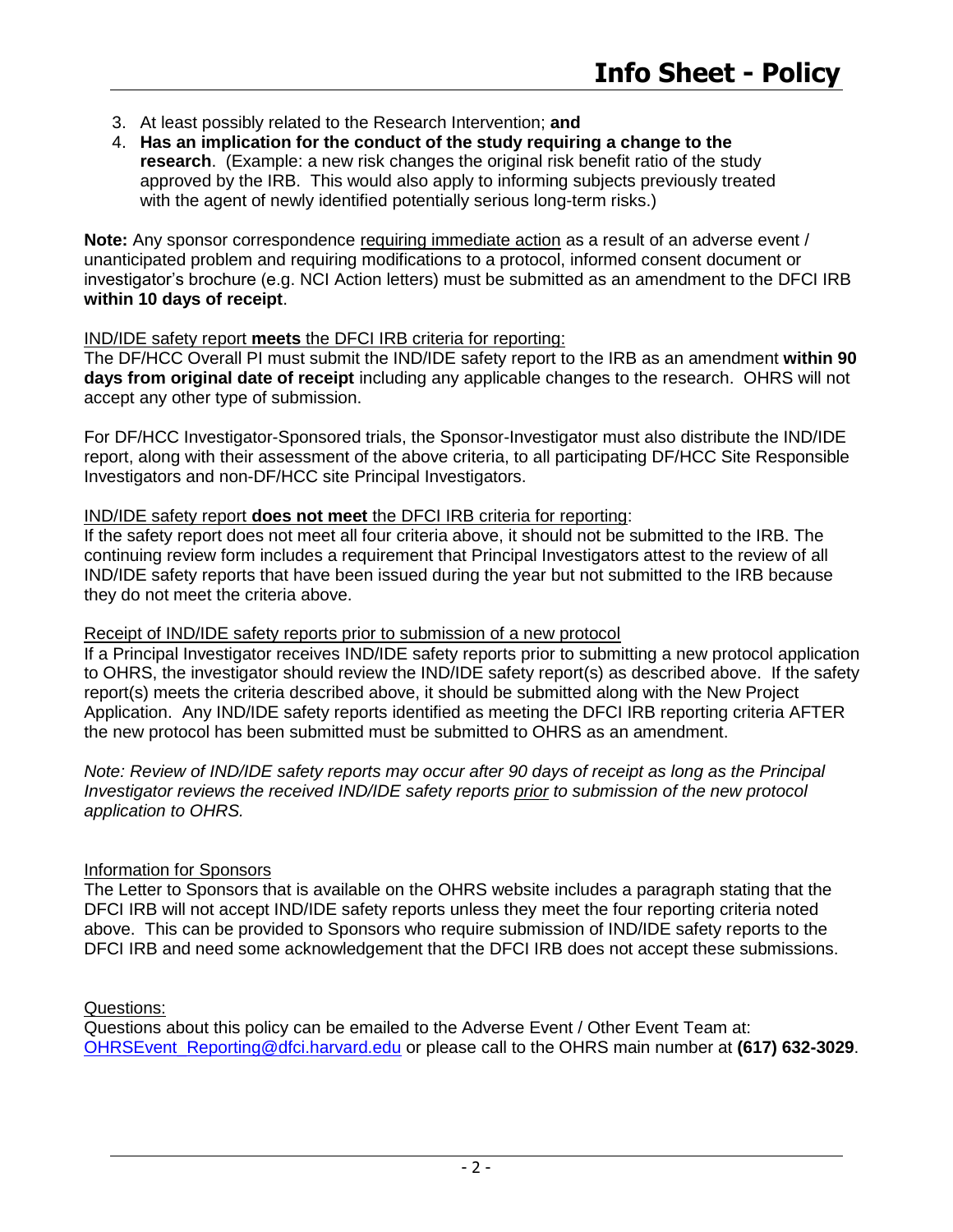3. At least possibly related to the Research Intervention; **and**
4. **Has an implication for the conduct of the study requiring a change to the research**. (Example: a new risk changes the original risk benefit ratio of the study approved by the IRB. This would also apply to informing subjects previously treated with the agent of newly identified potentially serious long-term risks.)

**Note:** Any sponsor correspondence requiring immediate action as a result of an adverse event / unanticipated problem and requiring modifications to a protocol, informed consent document or investigator's brochure (e.g. NCI Action letters) must be submitted as an amendment to the DFCI IRB **within 10 days of receipt**.

IND/IDE safety report **meets** the DFCI IRB criteria for reporting:

The DF/HCC Overall PI must submit the IND/IDE safety report to the IRB as an amendment **within 90 days from original date of receipt** including any applicable changes to the research. OHRS will not accept any other type of submission.

For DF/HCC Investigator-Sponsored trials, the Sponsor-Investigator must also distribute the IND/IDE report, along with their assessment of the above criteria, to all participating DF/HCC Site Responsible Investigators and non-DF/HCC site Principal Investigators.

IND/IDE safety report **does not meet** the DFCI IRB criteria for reporting:

If the safety report does not meet all four criteria above, it should not be submitted to the IRB. The continuing review form includes a requirement that Principal Investigators attest to the review of all IND/IDE safety reports that have been issued during the year but not submitted to the IRB because they do not meet the criteria above.

Receipt of IND/IDE safety reports prior to submission of a new protocol

If a Principal Investigator receives IND/IDE safety reports prior to submitting a new protocol application to OHRS, the investigator should review the IND/IDE safety report(s) as described above. If the safety report(s) meets the criteria described above, it should be submitted along with the New Project Application. Any IND/IDE safety reports identified as meeting the DFCI IRB reporting criteria AFTER the new protocol has been submitted must be submitted to OHRS as an amendment.

*Note: Review of IND/IDE safety reports may occur after 90 days of receipt as long as the Principal Investigator reviews the received IND/IDE safety reports prior to submission of the new protocol application to OHRS.*

Information for Sponsors

The Letter to Sponsors that is available on the OHRS website includes a paragraph stating that the DFCI IRB will not accept IND/IDE safety reports unless they meet the four reporting criteria noted above. This can be provided to Sponsors who require submission of IND/IDE safety reports to the DFCI IRB and need some acknowledgement that the DFCI IRB does not accept these submissions.

Questions:

Questions about this policy can be emailed to the Adverse Event / Other Event Team at: OHRSEvent_Reporting@dfci.harvard.edu or please call to the OHRS main number at **(617) 632-3029**.